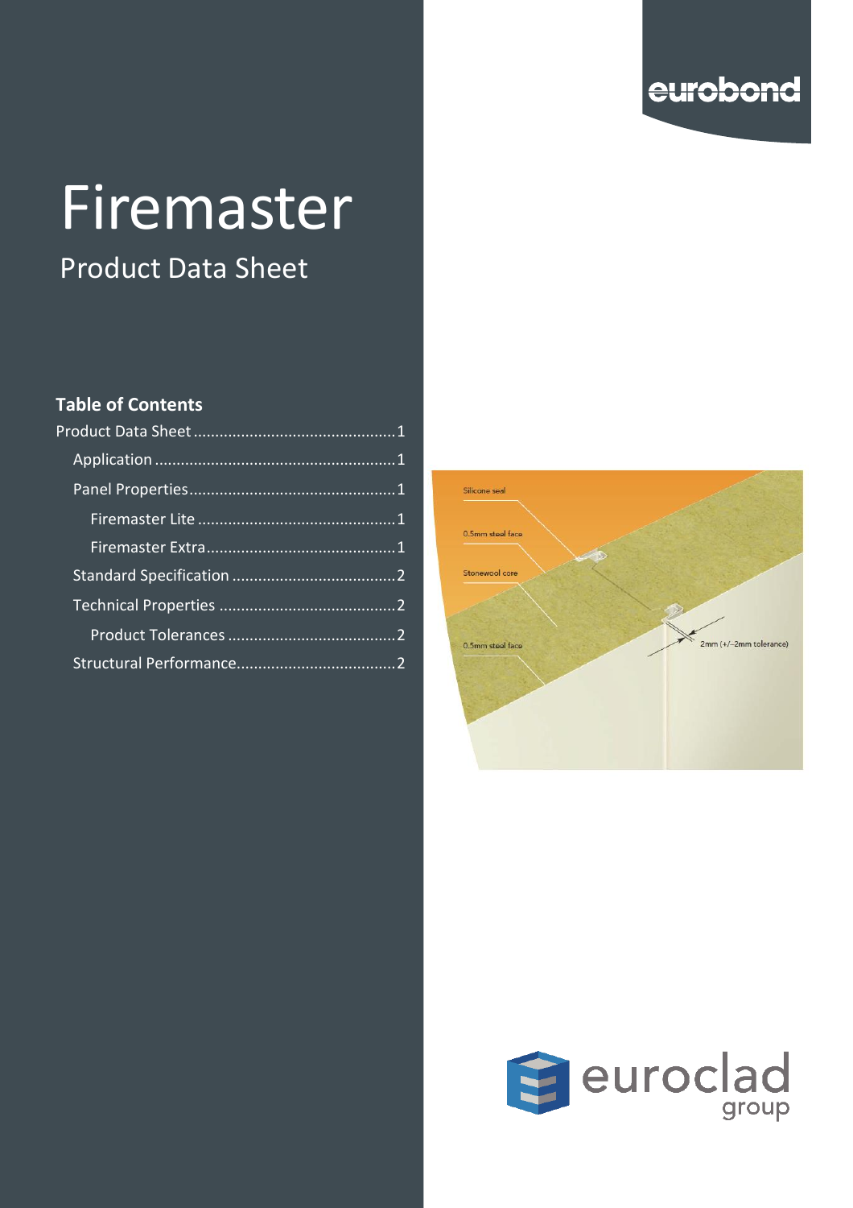eurobond

# Firemaster

## Product Data Sheet

### Table of Contents

- Product Data Sheet ........ 1
  - Application ........ 1
  - Panel Properties ........ 1
    - Firemaster Lite ........ 1
    - Firemaster Extra ........ 1
  - Standard Specification ........ 2
  - Technical Properties ........ 2
    - Product Tolerances ........ 2
  - Structural Performance ........ 2

Silicone seal

0.5mm steel face

Stonewool core

0.5mm steel face

2mm (+/-2mm tolerance)

euroclad group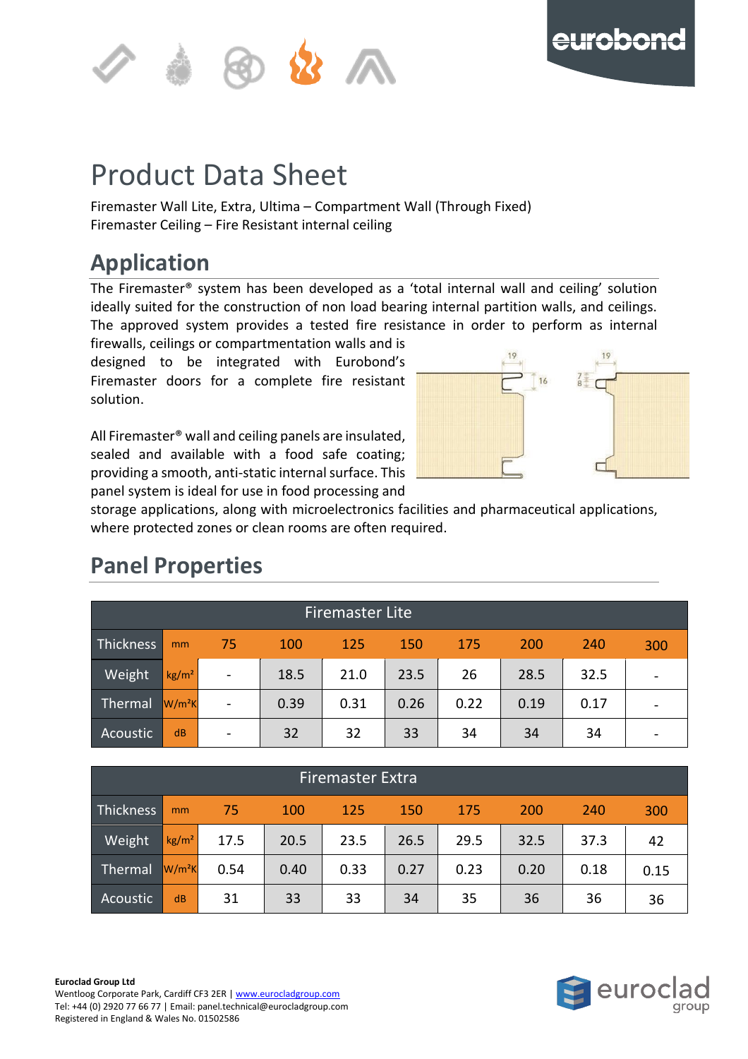# Product Data Sheet

Firemaster Wall Lite, Extra, Ultima – Compartment Wall (Through Fixed)
Firemaster Ceiling – Fire Resistant internal ceiling

## Application

The Firemaster® system has been developed as a 'total internal wall and ceiling' solution ideally suited for the construction of non load bearing internal partition walls, and ceilings. The approved system provides a tested fire resistance in order to perform as internal firewalls, ceilings or compartmentation walls and is designed to be integrated with Eurobond's Firemaster doors for a complete fire resistant solution.

All Firemaster® wall and ceiling panels are insulated, sealed and available with a food safe coating; providing a smooth, anti-static internal surface. This panel system is ideal for use in food processing and storage applications, along with microelectronics facilities and pharmaceutical applications, where protected zones or clean rooms are often required.

## Panel Properties

| Firemaster Lite | | | | | | | | | |
|---|---|---|---|---|---|---|---|---|---|
| Thickness | mm | 75 | 100 | 125 | 150 | 175 | 200 | 240 | 300 |
| Weight | kg/m² | - | 18.5 | 21.0 | 23.5 | 26 | 28.5 | 32.5 | - |
| Thermal | W/m²K | - | 0.39 | 0.31 | 0.26 | 0.22 | 0.19 | 0.17 | - |
| Acoustic | dB | - | 32 | 32 | 33 | 34 | 34 | 34 | - |

| Firemaster Extra | | | | | | | | | |
|---|---|---|---|---|---|---|---|---|---|
| Thickness | mm | 75 | 100 | 125 | 150 | 175 | 200 | 240 | 300 |
| Weight | kg/m² | 17.5 | 20.5 | 23.5 | 26.5 | 29.5 | 32.5 | 37.3 | 42 |
| Thermal | W/m²K | 0.54 | 0.40 | 0.33 | 0.27 | 0.23 | 0.20 | 0.18 | 0.15 |
| Acoustic | dB | 31 | 33 | 33 | 34 | 35 | 36 | 36 | 36 |

**Euroclad Group Ltd**
Wentloog Corporate Park, Cardiff CF3 2ER | www.eurocladgroup.com
Tel: +44 (0) 2920 77 66 77 | Email: panel.technical@eurocladgroup.com
Registered in England & Wales No. 01502586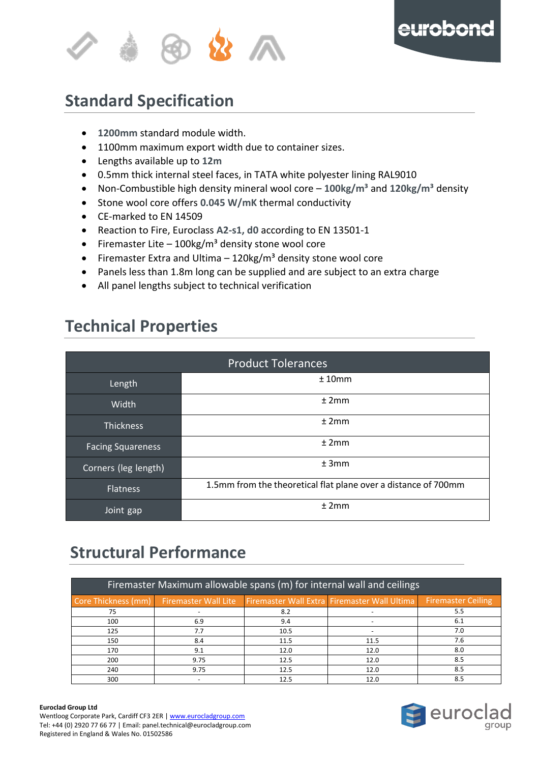## Standard Specification

- **1200mm** standard module width.
- 1100mm maximum export width due to container sizes.
- Lengths available up to **12m**
- 0.5mm thick internal steel faces, in TATA white polyester lining RAL9010
- Non-Combustible high density mineral wool core – **100kg/m³** and **120kg/m³** density
- Stone wool core offers **0.045 W/mK** thermal conductivity
- CE-marked to EN 14509
- Reaction to Fire, Euroclass **A2-s1, d0** according to EN 13501-1
- Firemaster Lite – 100kg/m³ density stone wool core
- Firemaster Extra and Ultima – 120kg/m³ density stone wool core
- Panels less than 1.8m long can be supplied and are subject to an extra charge
- All panel lengths subject to technical verification

## Technical Properties

| Product Tolerances | |
|---|---|
| Length | ± 10mm |
| Width | ± 2mm |
| Thickness | ± 2mm |
| Facing Squareness | ± 2mm |
| Corners (leg length) | ± 3mm |
| Flatness | 1.5mm from the theoretical flat plane over a distance of 700mm |
| Joint gap | ± 2mm |

## Structural Performance

| Firemaster Maximum allowable spans (m) for internal wall and ceilings | | | | |
|---|---|---|---|---|
| Core Thickness (mm) | Firemaster Wall Lite | Firemaster Wall Extra | Firemaster Wall Ultima | Firemaster Ceiling |
| 75 | - | 8.2 | - | 5.5 |
| 100 | 6.9 | 9.4 | - | 6.1 |
| 125 | 7.7 | 10.5 | - | 7.0 |
| 150 | 8.4 | 11.5 | 11.5 | 7.6 |
| 170 | 9.1 | 12.0 | 12.0 | 8.0 |
| 200 | 9.75 | 12.5 | 12.0 | 8.5 |
| 240 | 9.75 | 12.5 | 12.0 | 8.5 |
| 300 | - | 12.5 | 12.0 | 8.5 |

**Euroclad Group Ltd**
Wentloog Corporate Park, Cardiff CF3 2ER | www.eurocladgroup.com
Tel: +44 (0) 2920 77 66 77 | Email: panel.technical@eurocladgroup.com
Registered in England & Wales No. 01502586